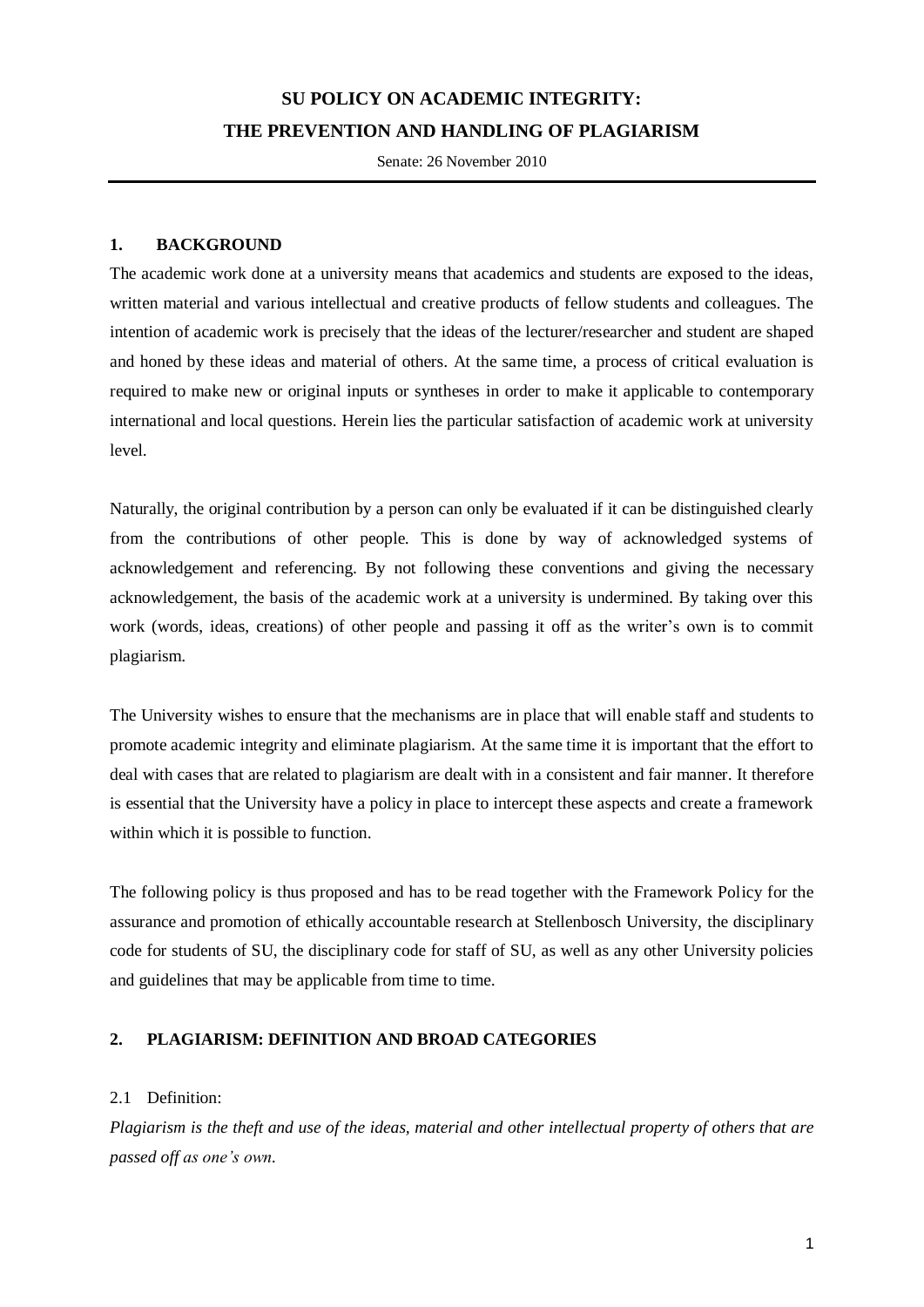# SU POLICY ON ACADEMIC INTEGRITY:
# THE PREVENTION AND HANDLING OF PLAGIARISM

Senate: 26 November 2010

## 1. BACKGROUND

The academic work done at a university means that academics and students are exposed to the ideas, written material and various intellectual and creative products of fellow students and colleagues. The intention of academic work is precisely that the ideas of the lecturer/researcher and student are shaped and honed by these ideas and material of others. At the same time, a process of critical evaluation is required to make new or original inputs or syntheses in order to make it applicable to contemporary international and local questions. Herein lies the particular satisfaction of academic work at university level.

Naturally, the original contribution by a person can only be evaluated if it can be distinguished clearly from the contributions of other people. This is done by way of acknowledged systems of acknowledgement and referencing. By not following these conventions and giving the necessary acknowledgement, the basis of the academic work at a university is undermined. By taking over this work (words, ideas, creations) of other people and passing it off as the writer's own is to commit plagiarism.

The University wishes to ensure that the mechanisms are in place that will enable staff and students to promote academic integrity and eliminate plagiarism. At the same time it is important that the effort to deal with cases that are related to plagiarism are dealt with in a consistent and fair manner. It therefore is essential that the University have a policy in place to intercept these aspects and create a framework within which it is possible to function.

The following policy is thus proposed and has to be read together with the Framework Policy for the assurance and promotion of ethically accountable research at Stellenbosch University, the disciplinary code for students of SU, the disciplinary code for staff of SU, as well as any other University policies and guidelines that may be applicable from time to time.

## 2. PLAGIARISM: DEFINITION AND BROAD CATEGORIES

2.1 Definition:

*Plagiarism is the theft and use of the ideas, material and other intellectual property of others that are passed off as one's own.*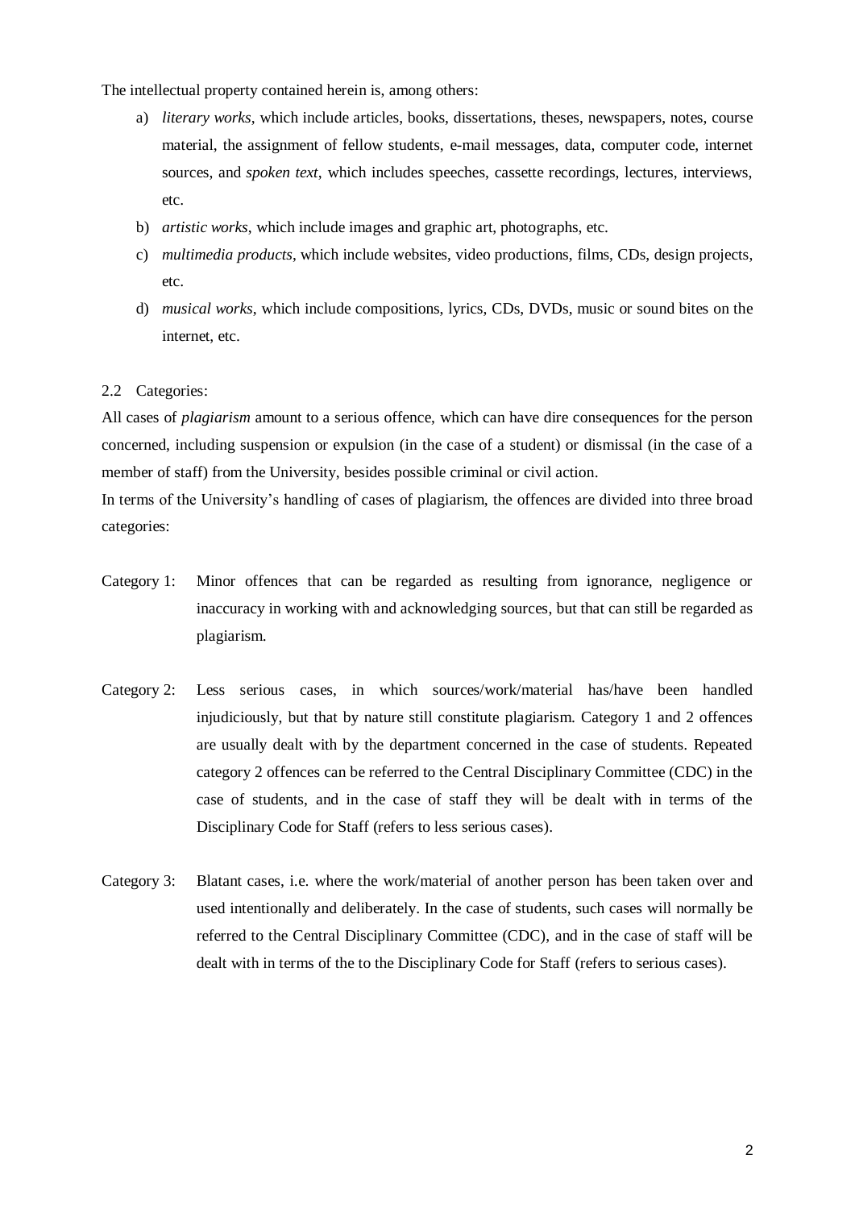The intellectual property contained herein is, among others:

a) *literary works*, which include articles, books, dissertations, theses, newspapers, notes, course material, the assignment of fellow students, e-mail messages, data, computer code, internet sources, and *spoken text*, which includes speeches, cassette recordings, lectures, interviews, etc.
b) *artistic works*, which include images and graphic art, photographs, etc.
c) *multimedia products*, which include websites, video productions, films, CDs, design projects, etc.
d) *musical works*, which include compositions, lyrics, CDs, DVDs, music or sound bites on the internet, etc.

2.2 Categories:

All cases of *plagiarism* amount to a serious offence, which can have dire consequences for the person concerned, including suspension or expulsion (in the case of a student) or dismissal (in the case of a member of staff) from the University, besides possible criminal or civil action.

In terms of the University's handling of cases of plagiarism, the offences are divided into three broad categories:

Category 1: Minor offences that can be regarded as resulting from ignorance, negligence or inaccuracy in working with and acknowledging sources, but that can still be regarded as plagiarism.

Category 2: Less serious cases, in which sources/work/material has/have been handled injudiciously, but that by nature still constitute plagiarism. Category 1 and 2 offences are usually dealt with by the department concerned in the case of students. Repeated category 2 offences can be referred to the Central Disciplinary Committee (CDC) in the case of students, and in the case of staff they will be dealt with in terms of the Disciplinary Code for Staff (refers to less serious cases).

Category 3: Blatant cases, i.e. where the work/material of another person has been taken over and used intentionally and deliberately. In the case of students, such cases will normally be referred to the Central Disciplinary Committee (CDC), and in the case of staff will be dealt with in terms of the to the Disciplinary Code for Staff (refers to serious cases).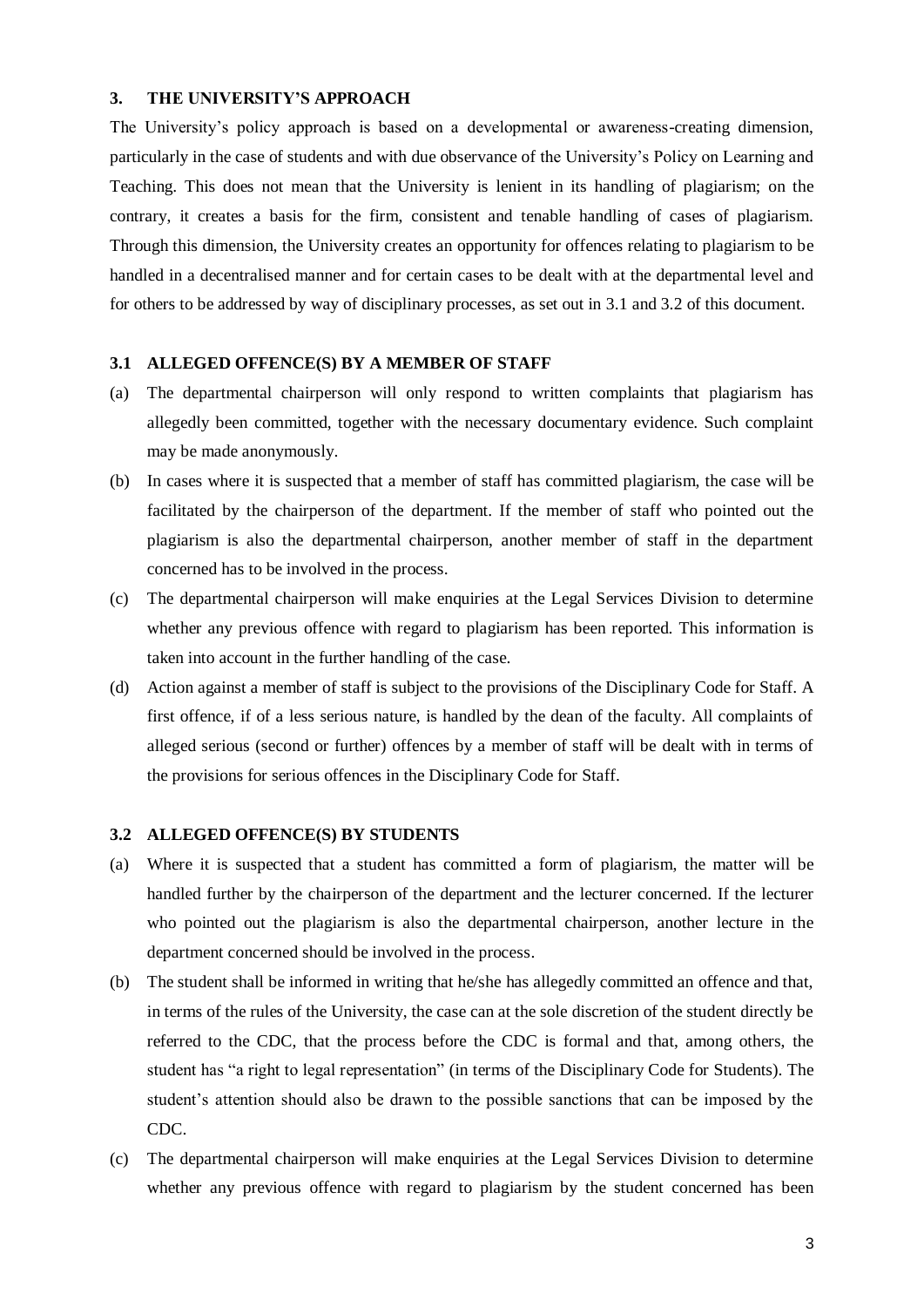## 3. THE UNIVERSITY'S APPROACH

The University's policy approach is based on a developmental or awareness-creating dimension, particularly in the case of students and with due observance of the University's Policy on Learning and Teaching. This does not mean that the University is lenient in its handling of plagiarism; on the contrary, it creates a basis for the firm, consistent and tenable handling of cases of plagiarism. Through this dimension, the University creates an opportunity for offences relating to plagiarism to be handled in a decentralised manner and for certain cases to be dealt with at the departmental level and for others to be addressed by way of disciplinary processes, as set out in 3.1 and 3.2 of this document.

### 3.1 ALLEGED OFFENCE(S) BY A MEMBER OF STAFF

(a) The departmental chairperson will only respond to written complaints that plagiarism has allegedly been committed, together with the necessary documentary evidence. Such complaint may be made anonymously.

(b) In cases where it is suspected that a member of staff has committed plagiarism, the case will be facilitated by the chairperson of the department. If the member of staff who pointed out the plagiarism is also the departmental chairperson, another member of staff in the department concerned has to be involved in the process.

(c) The departmental chairperson will make enquiries at the Legal Services Division to determine whether any previous offence with regard to plagiarism has been reported. This information is taken into account in the further handling of the case.

(d) Action against a member of staff is subject to the provisions of the Disciplinary Code for Staff. A first offence, if of a less serious nature, is handled by the dean of the faculty. All complaints of alleged serious (second or further) offences by a member of staff will be dealt with in terms of the provisions for serious offences in the Disciplinary Code for Staff.

### 3.2 ALLEGED OFFENCE(S) BY STUDENTS

(a) Where it is suspected that a student has committed a form of plagiarism, the matter will be handled further by the chairperson of the department and the lecturer concerned. If the lecturer who pointed out the plagiarism is also the departmental chairperson, another lecture in the department concerned should be involved in the process.

(b) The student shall be informed in writing that he/she has allegedly committed an offence and that, in terms of the rules of the University, the case can at the sole discretion of the student directly be referred to the CDC, that the process before the CDC is formal and that, among others, the student has "a right to legal representation" (in terms of the Disciplinary Code for Students). The student's attention should also be drawn to the possible sanctions that can be imposed by the CDC.

(c) The departmental chairperson will make enquiries at the Legal Services Division to determine whether any previous offence with regard to plagiarism by the student concerned has been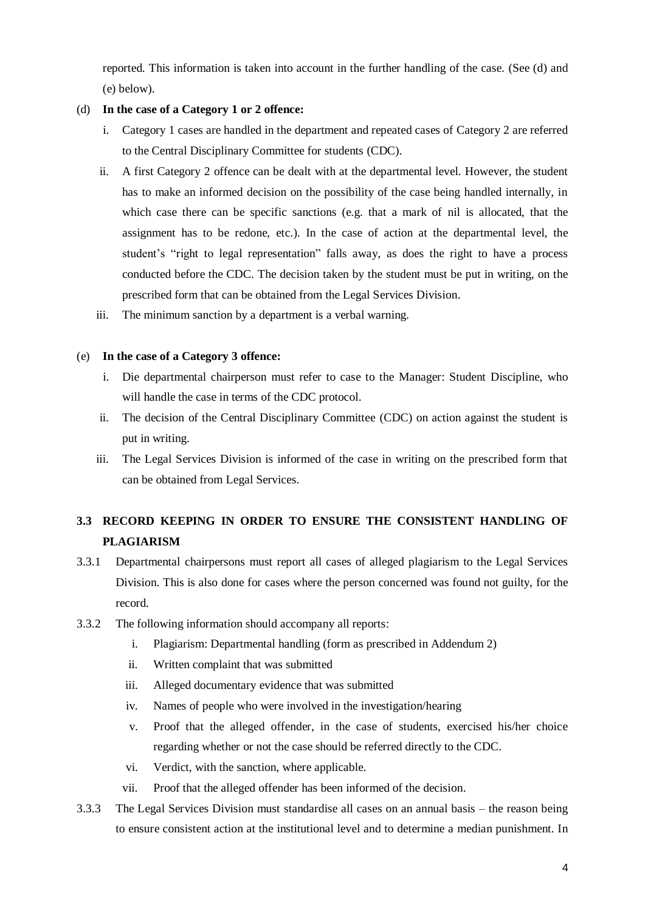reported. This information is taken into account in the further handling of the case. (See (d) and (e) below).

(d) **In the case of a Category 1 or 2 offence:**

i. Category 1 cases are handled in the department and repeated cases of Category 2 are referred to the Central Disciplinary Committee for students (CDC).

ii. A first Category 2 offence can be dealt with at the departmental level. However, the student has to make an informed decision on the possibility of the case being handled internally, in which case there can be specific sanctions (e.g. that a mark of nil is allocated, that the assignment has to be redone, etc.). In the case of action at the departmental level, the student's "right to legal representation" falls away, as does the right to have a process conducted before the CDC. The decision taken by the student must be put in writing, on the prescribed form that can be obtained from the Legal Services Division.

iii. The minimum sanction by a department is a verbal warning.

(e) **In the case of a Category 3 offence:**

i. Die departmental chairperson must refer to case to the Manager: Student Discipline, who will handle the case in terms of the CDC protocol.

ii. The decision of the Central Disciplinary Committee (CDC) on action against the student is put in writing.

iii. The Legal Services Division is informed of the case in writing on the prescribed form that can be obtained from Legal Services.

## 3.3 RECORD KEEPING IN ORDER TO ENSURE THE CONSISTENT HANDLING OF PLAGIARISM

3.3.1 Departmental chairpersons must report all cases of alleged plagiarism to the Legal Services Division. This is also done for cases where the person concerned was found not guilty, for the record.

3.3.2 The following information should accompany all reports:

i. Plagiarism: Departmental handling (form as prescribed in Addendum 2)

ii. Written complaint that was submitted

iii. Alleged documentary evidence that was submitted

iv. Names of people who were involved in the investigation/hearing

v. Proof that the alleged offender, in the case of students, exercised his/her choice regarding whether or not the case should be referred directly to the CDC.

vi. Verdict, with the sanction, where applicable.

vii. Proof that the alleged offender has been informed of the decision.

3.3.3 The Legal Services Division must standardise all cases on an annual basis – the reason being to ensure consistent action at the institutional level and to determine a median punishment. In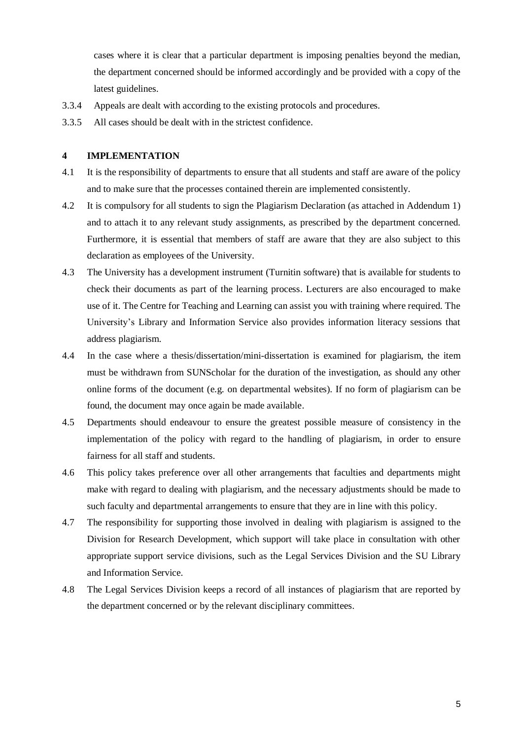cases where it is clear that a particular department is imposing penalties beyond the median, the department concerned should be informed accordingly and be provided with a copy of the latest guidelines.

3.3.4 Appeals are dealt with according to the existing protocols and procedures.

3.3.5 All cases should be dealt with in the strictest confidence.

## 4 IMPLEMENTATION

4.1 It is the responsibility of departments to ensure that all students and staff are aware of the policy and to make sure that the processes contained therein are implemented consistently.

4.2 It is compulsory for all students to sign the Plagiarism Declaration (as attached in Addendum 1) and to attach it to any relevant study assignments, as prescribed by the department concerned. Furthermore, it is essential that members of staff are aware that they are also subject to this declaration as employees of the University.

4.3 The University has a development instrument (Turnitin software) that is available for students to check their documents as part of the learning process. Lecturers are also encouraged to make use of it. The Centre for Teaching and Learning can assist you with training where required. The University's Library and Information Service also provides information literacy sessions that address plagiarism.

4.4 In the case where a thesis/dissertation/mini-dissertation is examined for plagiarism, the item must be withdrawn from SUNScholar for the duration of the investigation, as should any other online forms of the document (e.g. on departmental websites). If no form of plagiarism can be found, the document may once again be made available.

4.5 Departments should endeavour to ensure the greatest possible measure of consistency in the implementation of the policy with regard to the handling of plagiarism, in order to ensure fairness for all staff and students.

4.6 This policy takes preference over all other arrangements that faculties and departments might make with regard to dealing with plagiarism, and the necessary adjustments should be made to such faculty and departmental arrangements to ensure that they are in line with this policy.

4.7 The responsibility for supporting those involved in dealing with plagiarism is assigned to the Division for Research Development, which support will take place in consultation with other appropriate support service divisions, such as the Legal Services Division and the SU Library and Information Service.

4.8 The Legal Services Division keeps a record of all instances of plagiarism that are reported by the department concerned or by the relevant disciplinary committees.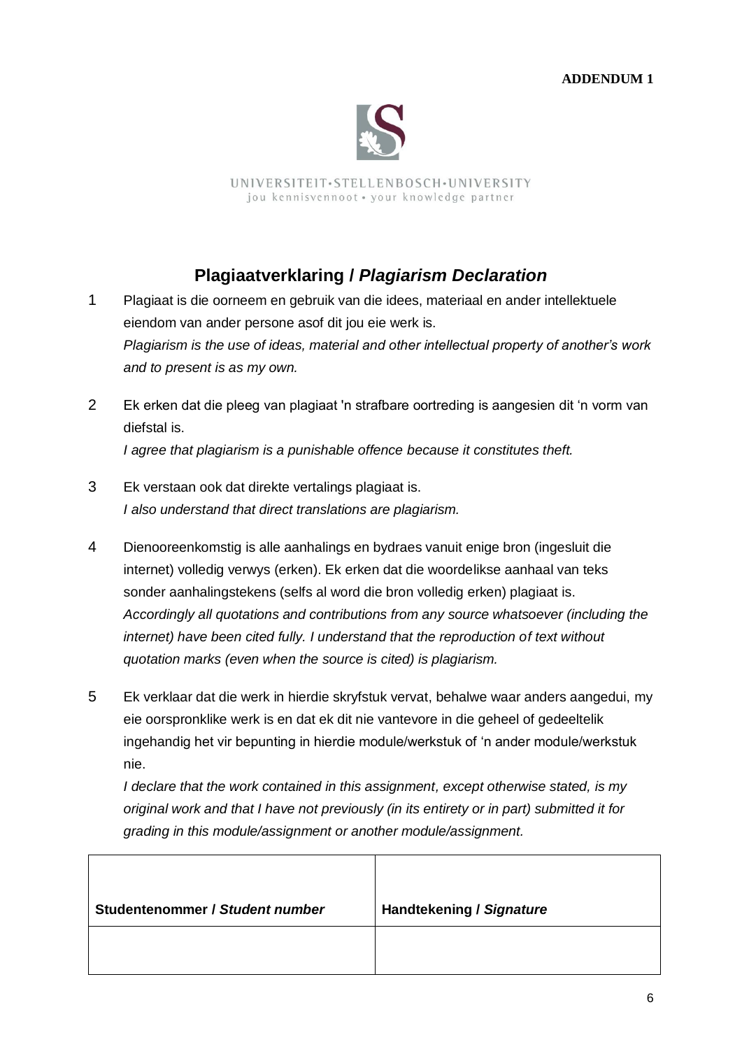**ADDENDUM 1**

UNIVERSITEIT·STELLENBOSCH·UNIVERSITY
jou kennisvennoot • your knowledge partner

# Plagiaatverklaring / *Plagiarism Declaration*

1. Plagiaat is die oorneem en gebruik van die idees, materiaal en ander intellektuele eiendom van ander persone asof dit jou eie werk is.
   *Plagiarism is the use of ideas, material and other intellectual property of another's work and to present is as my own.*

2. Ek erken dat die pleeg van plagiaat 'n strafbare oortreding is aangesien dit 'n vorm van diefstal is.
   *I agree that plagiarism is a punishable offence because it constitutes theft.*

3. Ek verstaan ook dat direkte vertalings plagiaat is.
   *I also understand that direct translations are plagiarism.*

4. Dienooreenkomstig is alle aanhalings en bydraes vanuit enige bron (ingesluit die internet) volledig verwys (erken). Ek erken dat die woordelikse aanhaal van teks sonder aanhalingstekens (selfs al word die bron volledig erken) plagiaat is.
   *Accordingly all quotations and contributions from any source whatsoever (including the internet) have been cited fully. I understand that the reproduction of text without quotation marks (even when the source is cited) is plagiarism.*

5. Ek verklaar dat die werk in hierdie skryfstuk vervat, behalwe waar anders aangedui, my eie oorspronklike werk is en dat ek dit nie vantevore in die geheel of gedeeltelik ingehandig het vir bepunting in hierdie module/werkstuk of 'n ander module/werkstuk nie.
   *I declare that the work contained in this assignment, except otherwise stated, is my original work and that I have not previously (in its entirety or in part) submitted it for grading in this module/assignment or another module/assignment.*

| **Studentenommer / *Student number*** | **Handtekening / *Signature*** |
|---|---|
| | |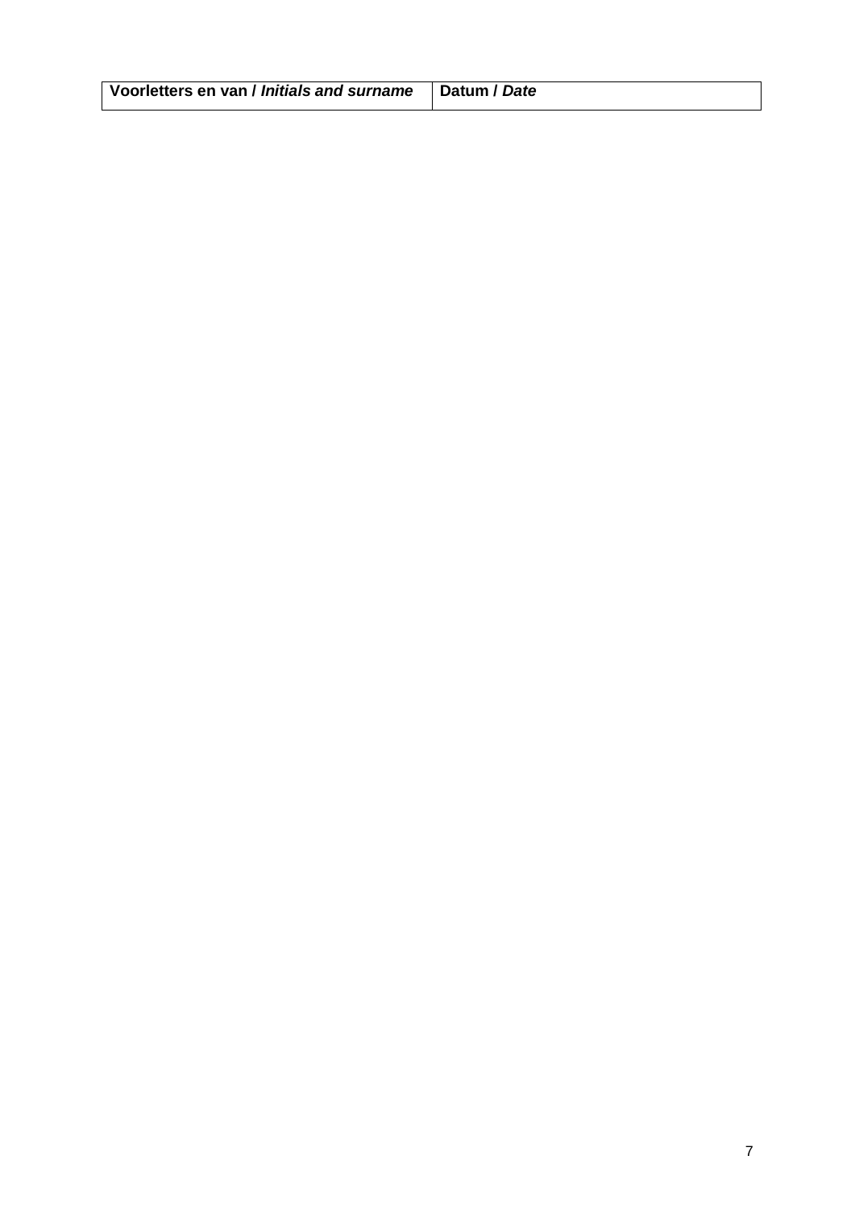| **Voorletters en van / *Initials and surname*** | **Datum / *Date*** |
| --- | --- |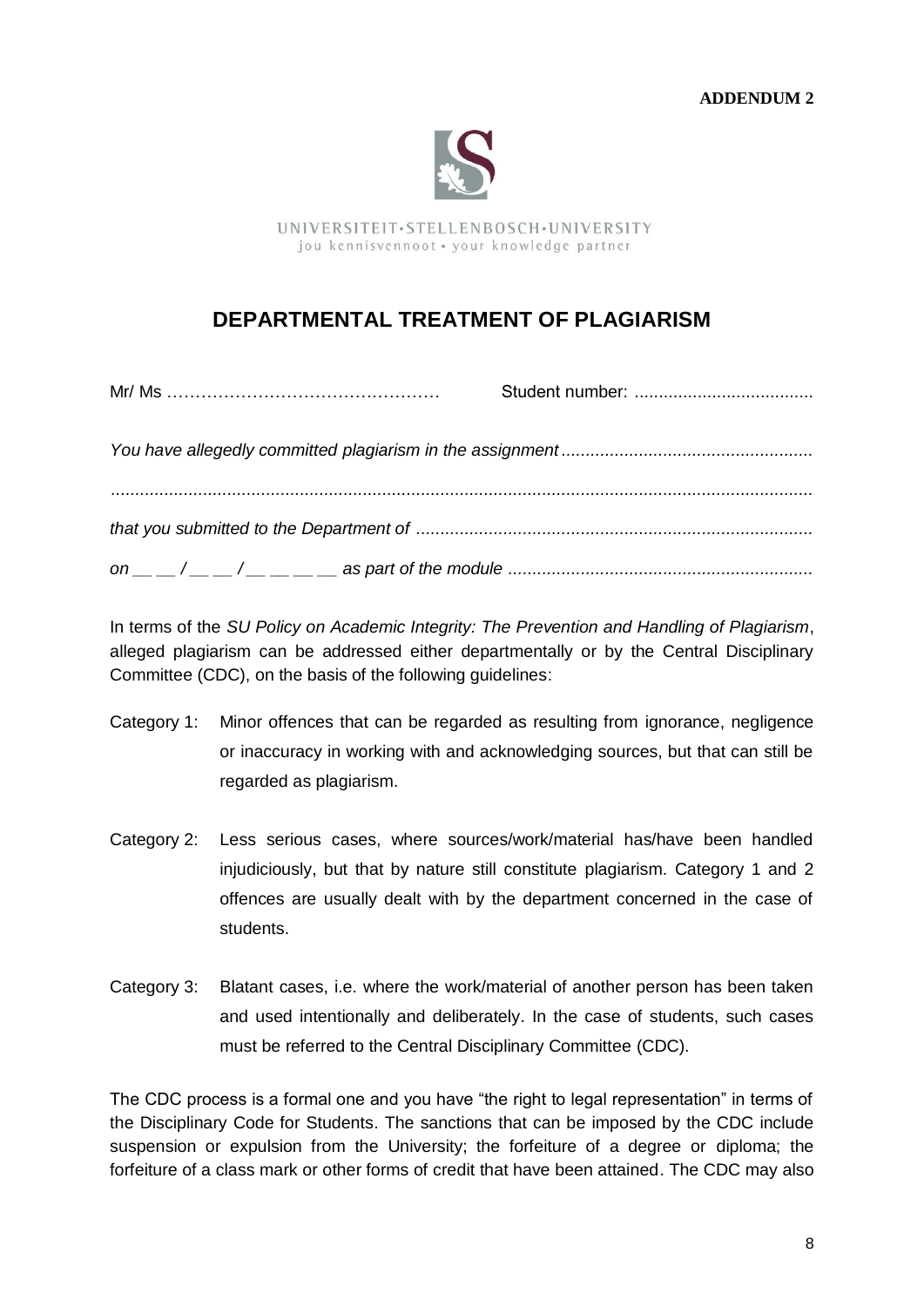**ADDENDUM 2**

UNIVERSITEIT·STELLENBOSCH·UNIVERSITY
jou kennisvennoot • your knowledge partner

# DEPARTMENTAL TREATMENT OF PLAGIARISM

Mr/ Ms ………………………………………… Student number: ....................................

*You have allegedly committed plagiarism in the assignment* ....................................................

................................................................................................................................................

*that you submitted to the Department of* ..................................................................................

*on __ __ / __ __ / __ __ __ __ as part of the module* ...............................................................

In terms of the *SU Policy on Academic Integrity: The Prevention and Handling of Plagiarism*, alleged plagiarism can be addressed either departmentally or by the Central Disciplinary Committee (CDC), on the basis of the following guidelines:

Category 1: Minor offences that can be regarded as resulting from ignorance, negligence or inaccuracy in working with and acknowledging sources, but that can still be regarded as plagiarism.

Category 2: Less serious cases, where sources/work/material has/have been handled injudiciously, but that by nature still constitute plagiarism. Category 1 and 2 offences are usually dealt with by the department concerned in the case of students.

Category 3: Blatant cases, i.e. where the work/material of another person has been taken and used intentionally and deliberately. In the case of students, such cases must be referred to the Central Disciplinary Committee (CDC).

The CDC process is a formal one and you have "the right to legal representation" in terms of the Disciplinary Code for Students. The sanctions that can be imposed by the CDC include suspension or expulsion from the University; the forfeiture of a degree or diploma; the forfeiture of a class mark or other forms of credit that have been attained. The CDC may also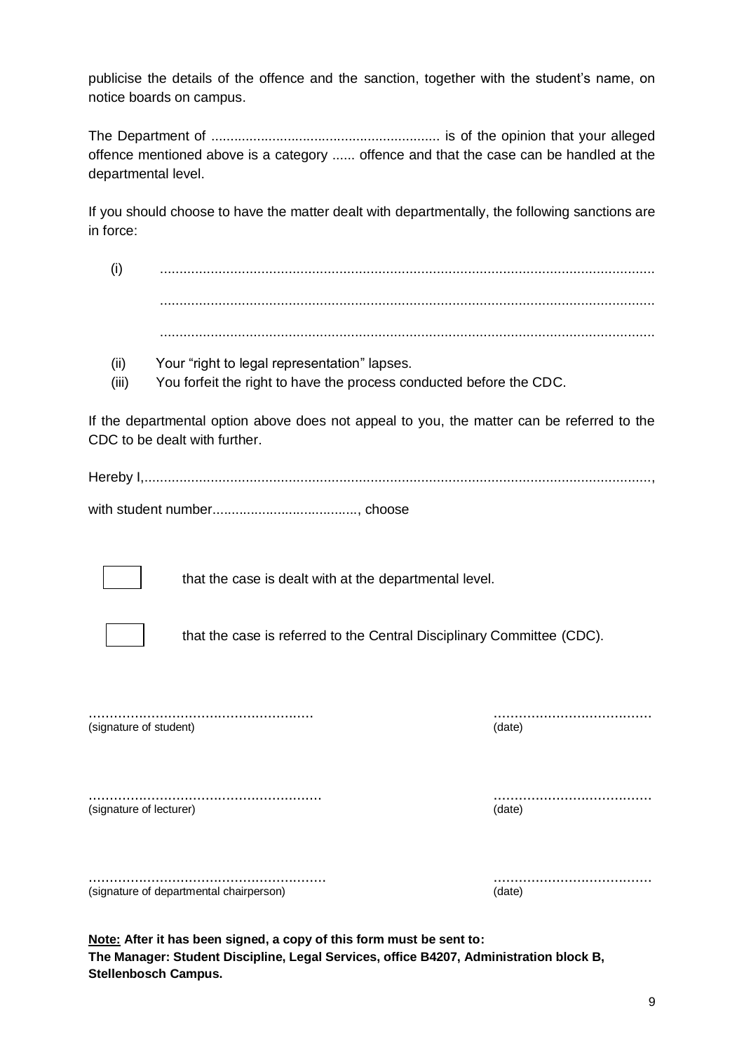publicise the details of the offence and the sanction, together with the student's name, on notice boards on campus.

The Department of ........................................................... is of the opinion that your alleged offence mentioned above is a category ...... offence and that the case can be handled at the departmental level.

If you should choose to have the matter dealt with departmentally, the following sanctions are in force:

(i) ..............................................................................................................................
..............................................................................................................................
..............................................................................................................................

(ii) Your "right to legal representation" lapses.

(iii) You forfeit the right to have the process conducted before the CDC.

If the departmental option above does not appeal to you, the matter can be referred to the CDC to be dealt with further.

Hereby I,..................................................................................................................................,

with student number......................................, choose

☐ that the case is dealt with at the departmental level.

☐ that the case is referred to the Central Disciplinary Committee (CDC).

...................................................... ......................................
(signature of student) (date)

...................................................... ......................................
(signature of lecturer) (date)

...................................................... ......................................
(signature of departmental chairperson) (date)

**Note: After it has been signed, a copy of this form must be sent to:**
**The Manager: Student Discipline, Legal Services, office B4207, Administration block B, Stellenbosch Campus.**